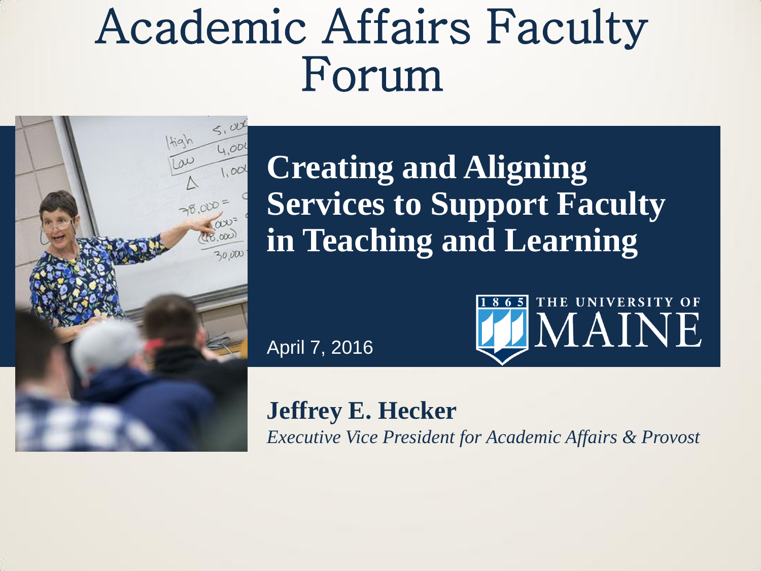# Academic Affairs Faculty Forum

## Creating and Aligning Services to Support Faculty in Teaching and Learning

April 7, 2016

1865 THE UNIVERSITY OF MAINE

**Jeffrey E. Hecker**

*Executive Vice President for Academic Affairs & Provost*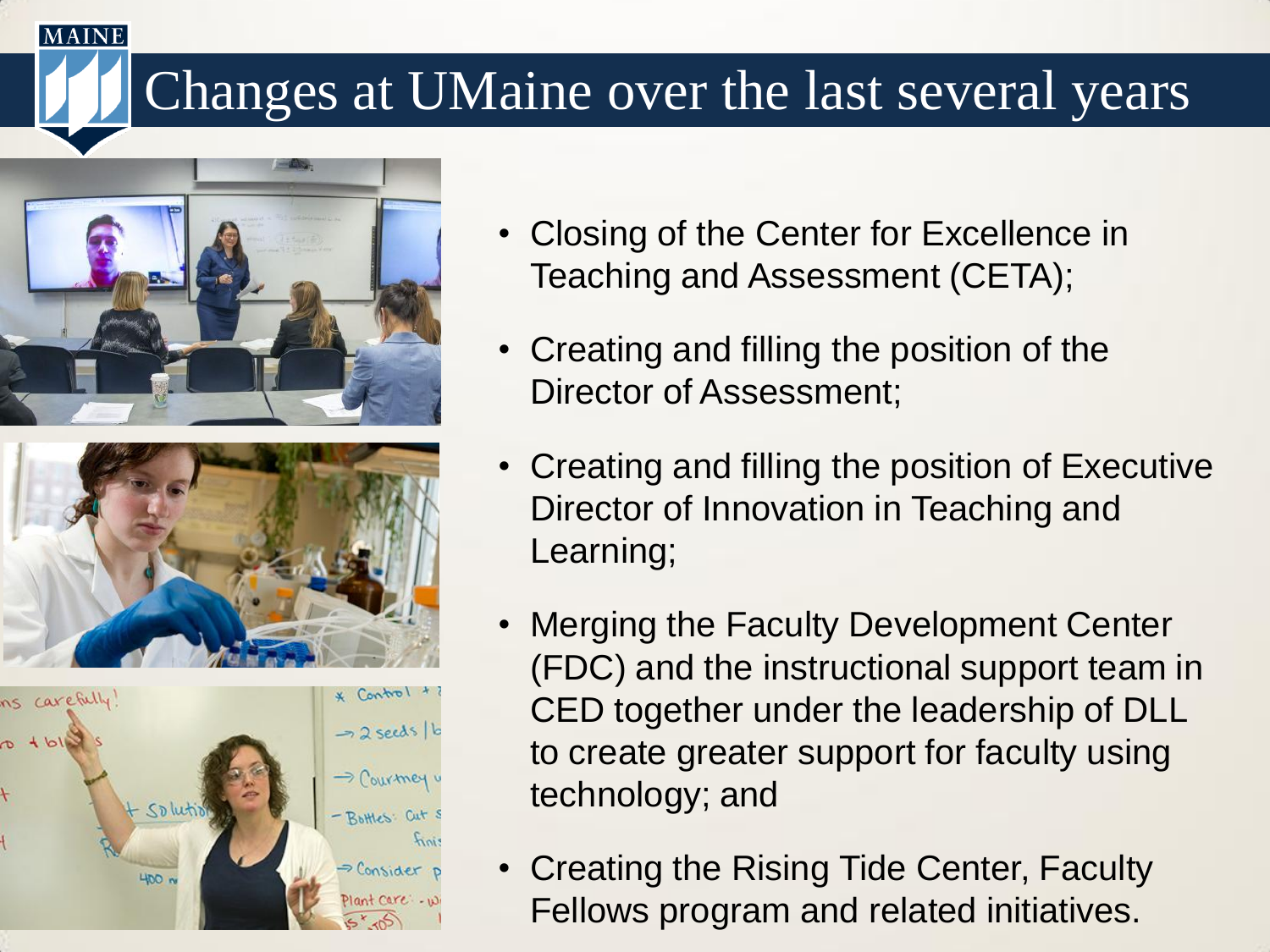# Changes at UMaine over the last several years

- Closing of the Center for Excellence in Teaching and Assessment (CETA);
- Creating and filling the position of the Director of Assessment;
- Creating and filling the position of Executive Director of Innovation in Teaching and Learning;
- Merging the Faculty Development Center (FDC) and the instructional support team in CED together under the leadership of DLL to create greater support for faculty using technology; and
- Creating the Rising Tide Center, Faculty Fellows program and related initiatives.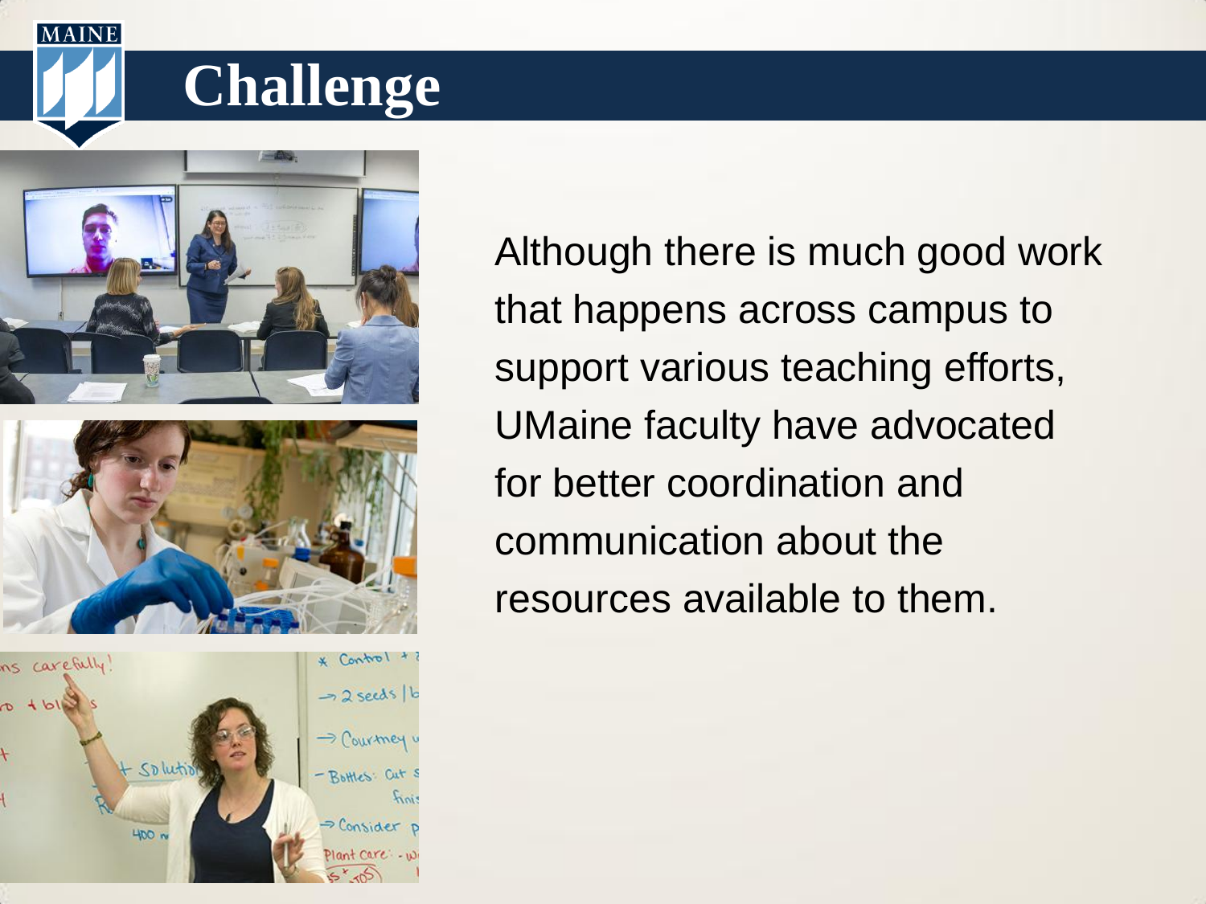# Challenge

Although there is much good work that happens across campus to support various teaching efforts, UMaine faculty have advocated for better coordination and communication about the resources available to them.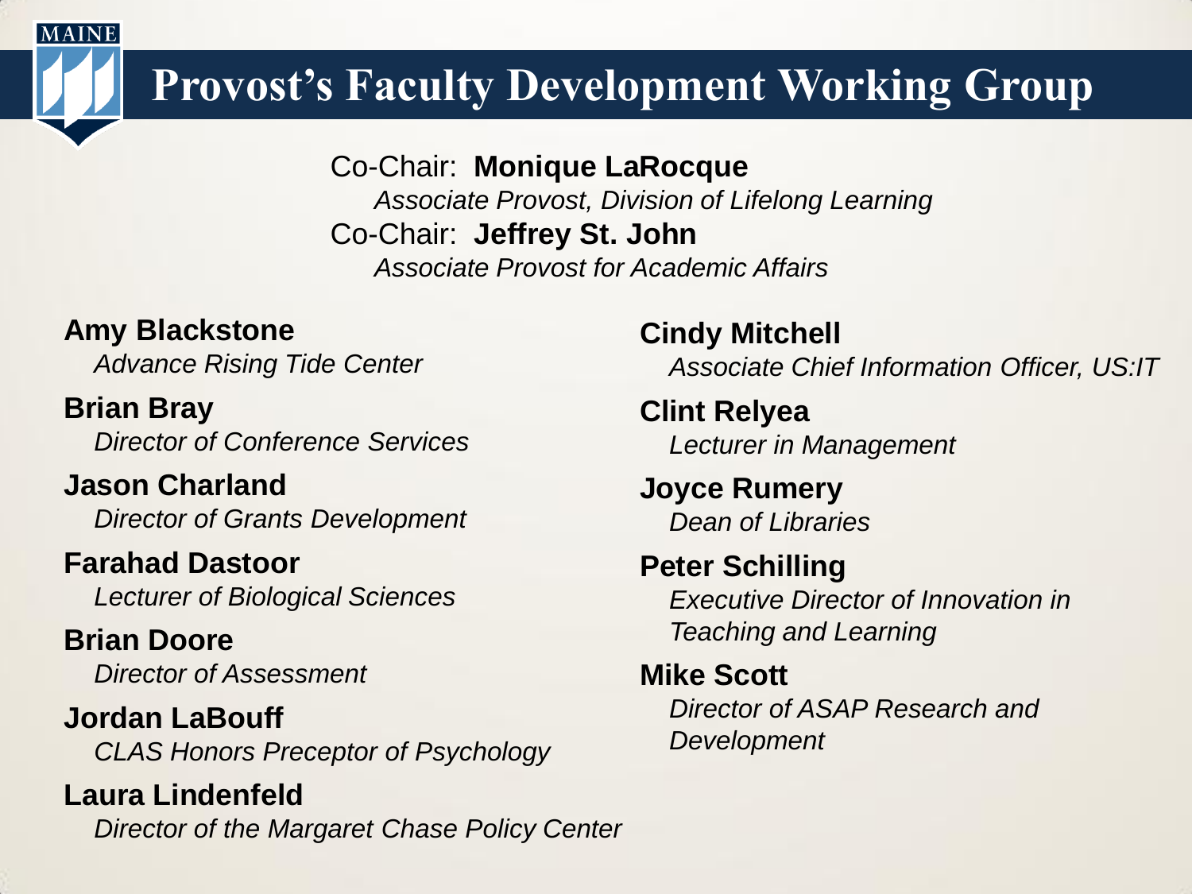# Provost's Faculty Development Working Group

Co-Chair: **Monique LaRocque**
*Associate Provost, Division of Lifelong Learning*

Co-Chair: **Jeffrey St. John**
*Associate Provost for Academic Affairs*

**Amy Blackstone**
*Advance Rising Tide Center*

**Brian Bray**
*Director of Conference Services*

**Jason Charland**
*Director of Grants Development*

**Farahad Dastoor**
*Lecturer of Biological Sciences*

**Brian Doore**
*Director of Assessment*

**Jordan LaBouff**
*CLAS Honors Preceptor of Psychology*

**Laura Lindenfeld**
*Director of the Margaret Chase Policy Center*

**Cindy Mitchell**
*Associate Chief Information Officer, US:IT*

**Clint Relyea**
*Lecturer in Management*

**Joyce Rumery**
*Dean of Libraries*

**Peter Schilling**
*Executive Director of Innovation in Teaching and Learning*

**Mike Scott**
*Director of ASAP Research and Development*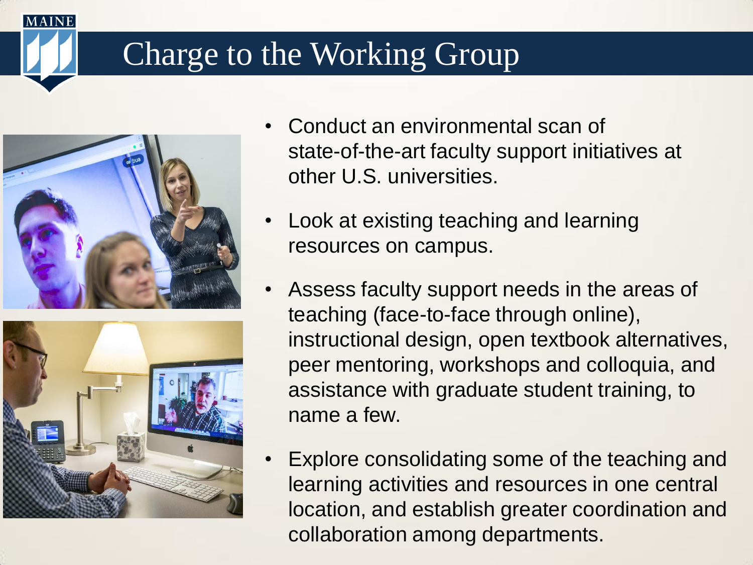# Charge to the Working Group

- Conduct an environmental scan of state-of-the-art faculty support initiatives at other U.S. universities.
- Look at existing teaching and learning resources on campus.
- Assess faculty support needs in the areas of teaching (face-to-face through online), instructional design, open textbook alternatives, peer mentoring, workshops and colloquia, and assistance with graduate student training, to name a few.
- Explore consolidating some of the teaching and learning activities and resources in one central location, and establish greater coordination and collaboration among departments.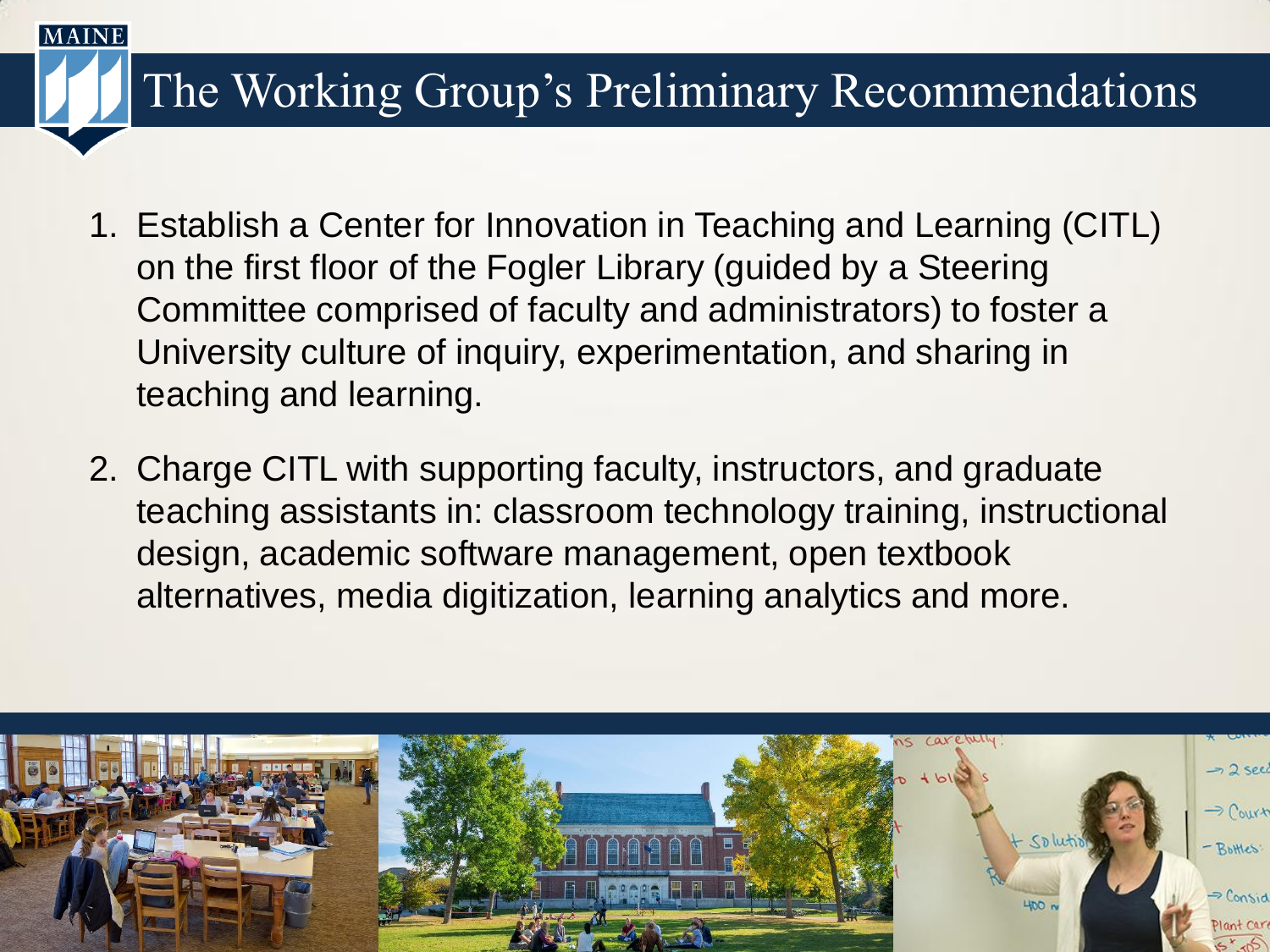# The Working Group's Preliminary Recommendations

1. Establish a Center for Innovation in Teaching and Learning (CITL) on the first floor of the Fogler Library (guided by a Steering Committee comprised of faculty and administrators) to foster a University culture of inquiry, experimentation, and sharing in teaching and learning.

2. Charge CITL with supporting faculty, instructors, and graduate teaching assistants in: classroom technology training, instructional design, academic software management, open textbook alternatives, media digitization, learning analytics and more.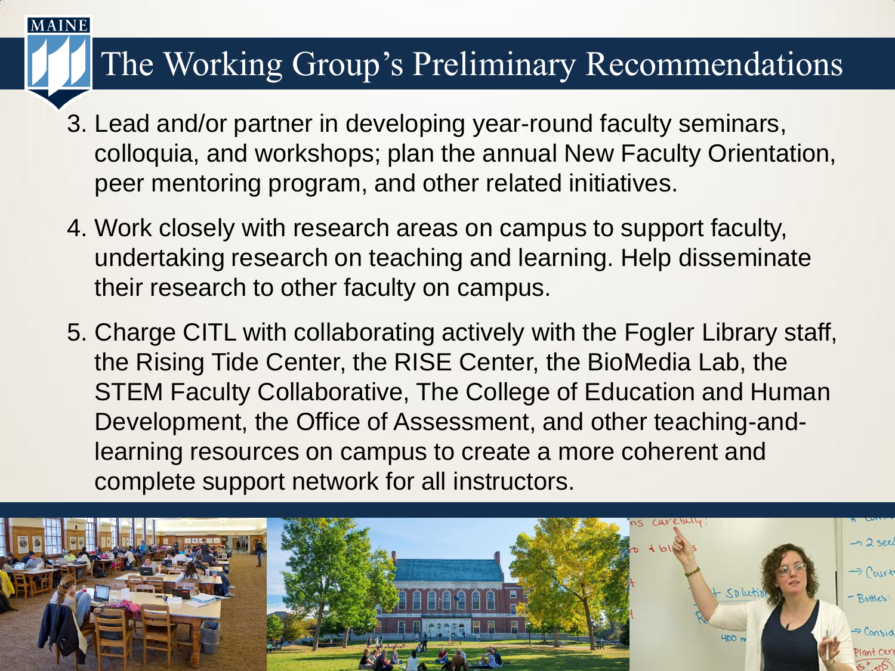# The Working Group's Preliminary Recommendations

3. Lead and/or partner in developing year-round faculty seminars, colloquia, and workshops; plan the annual New Faculty Orientation, peer mentoring program, and other related initiatives.

4. Work closely with research areas on campus to support faculty, undertaking research on teaching and learning. Help disseminate their research to other faculty on campus.

5. Charge CITL with collaborating actively with the Fogler Library staff, the Rising Tide Center, the RISE Center, the BioMedia Lab, the STEM Faculty Collaborative, The College of Education and Human Development, the Office of Assessment, and other teaching-and-learning resources on campus to create a more coherent and complete support network for all instructors.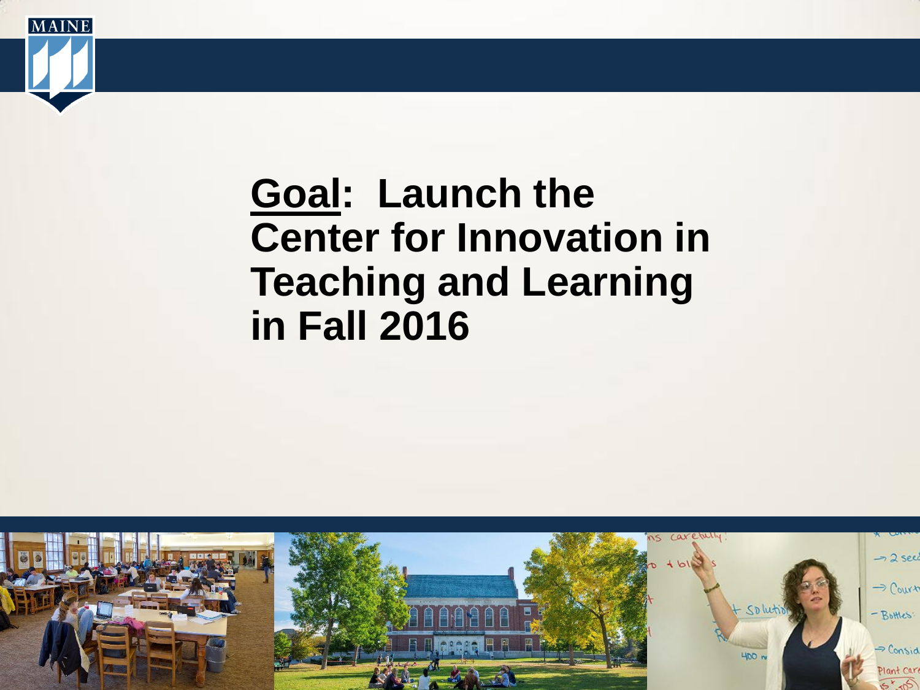**<u>Goal</u>: Launch the Center for Innovation in Teaching and Learning in Fall 2016**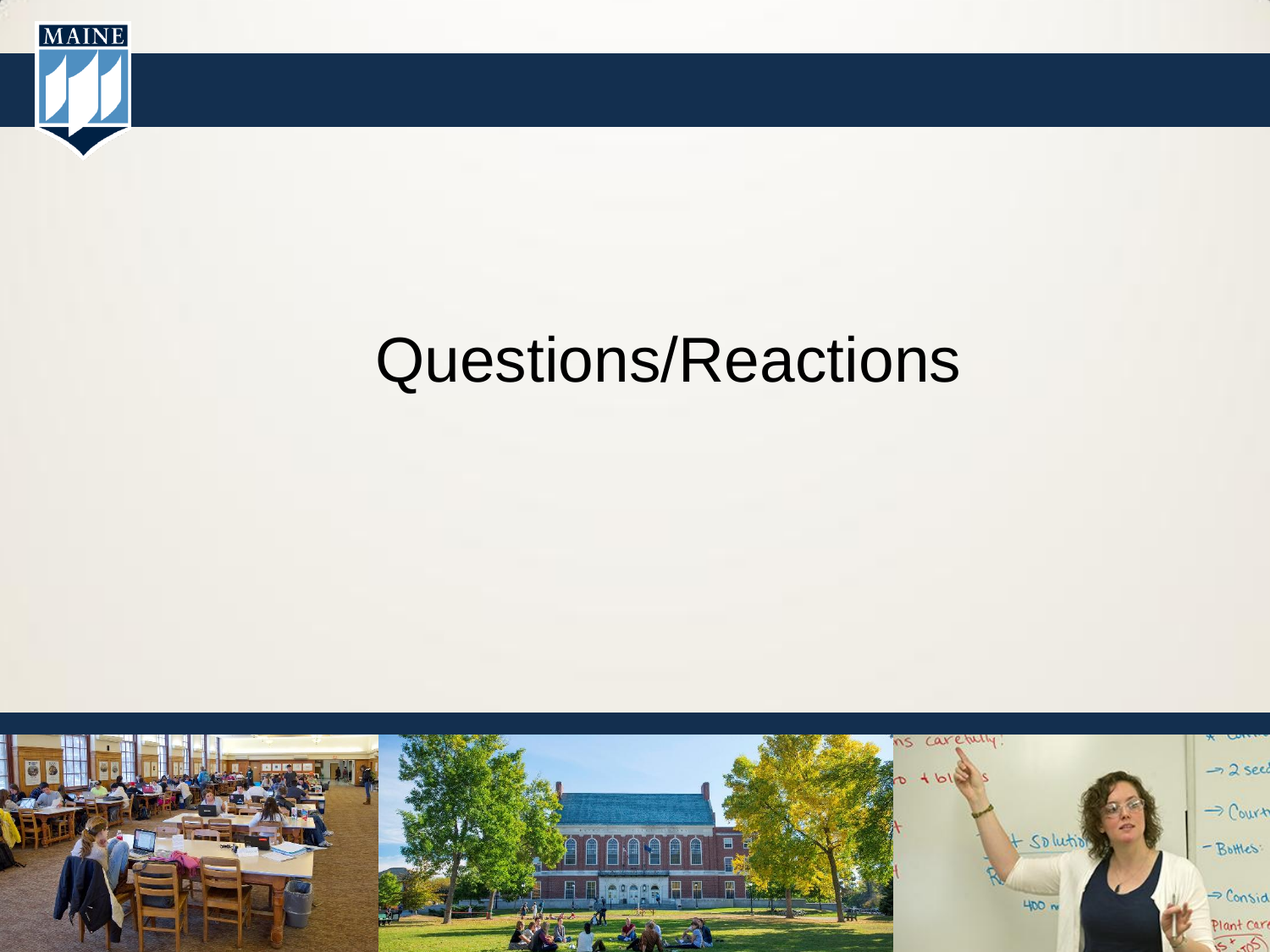# Questions/Reactions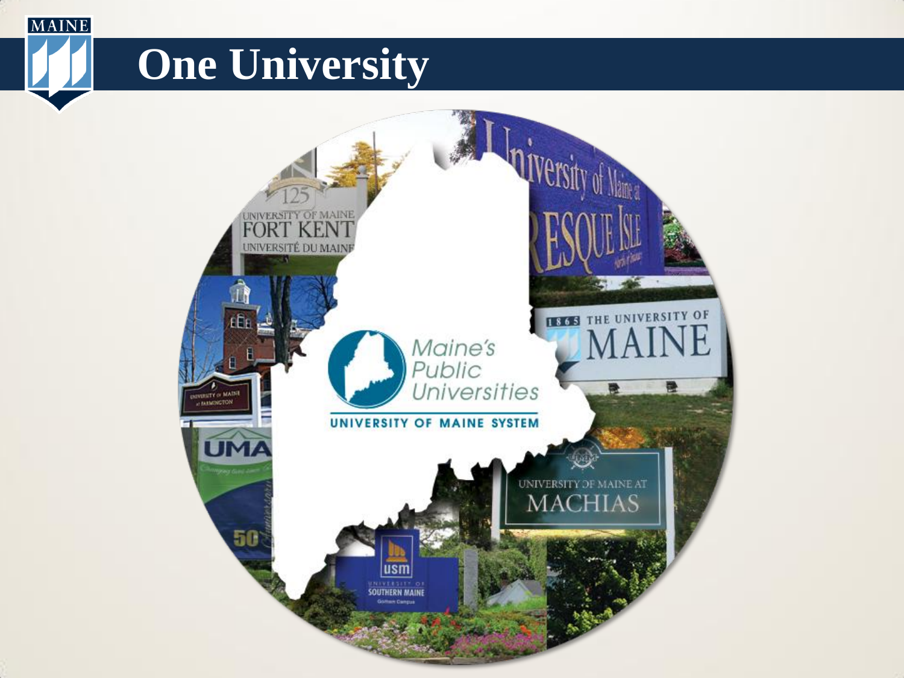# One University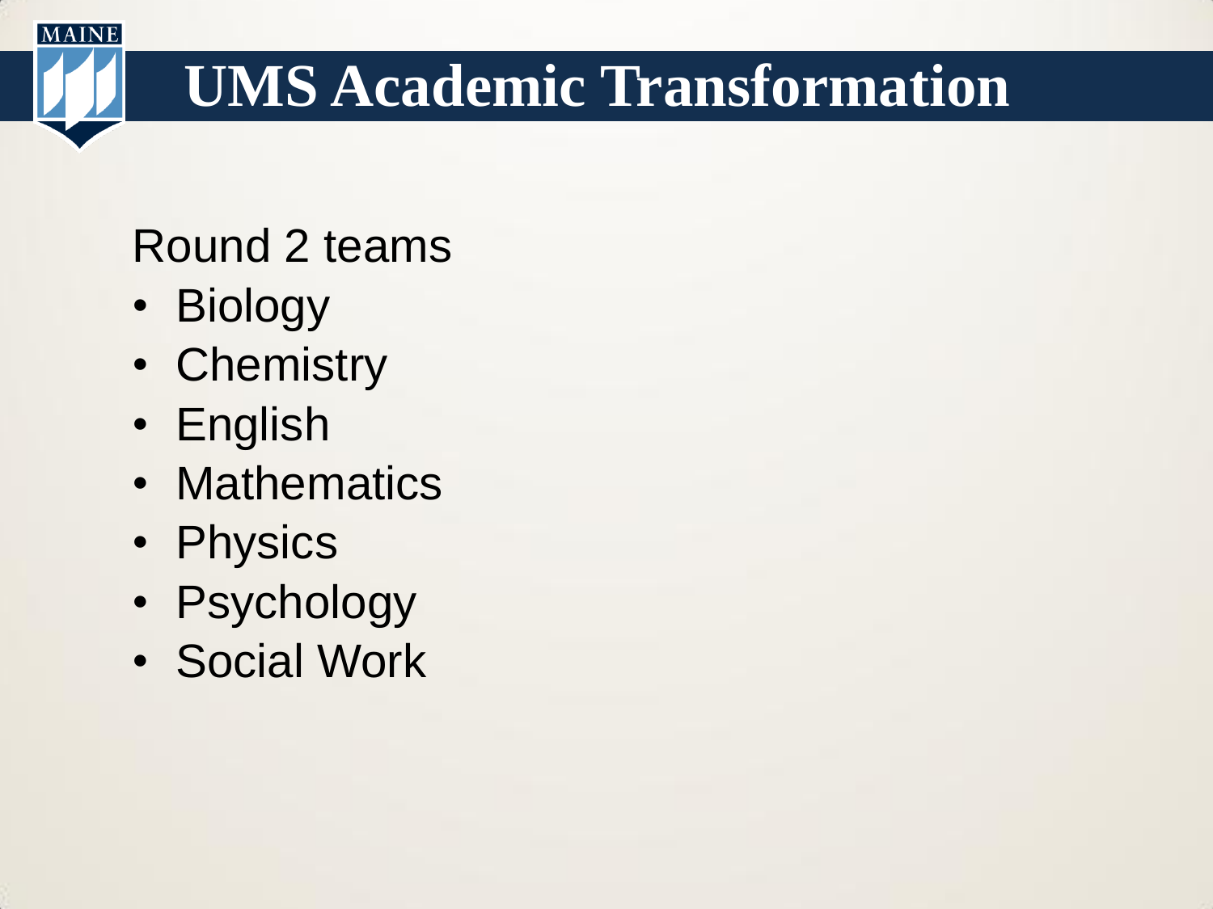# UMS Academic Transformation

Round 2 teams

- Biology
- Chemistry
- English
- Mathematics
- Physics
- Psychology
- Social Work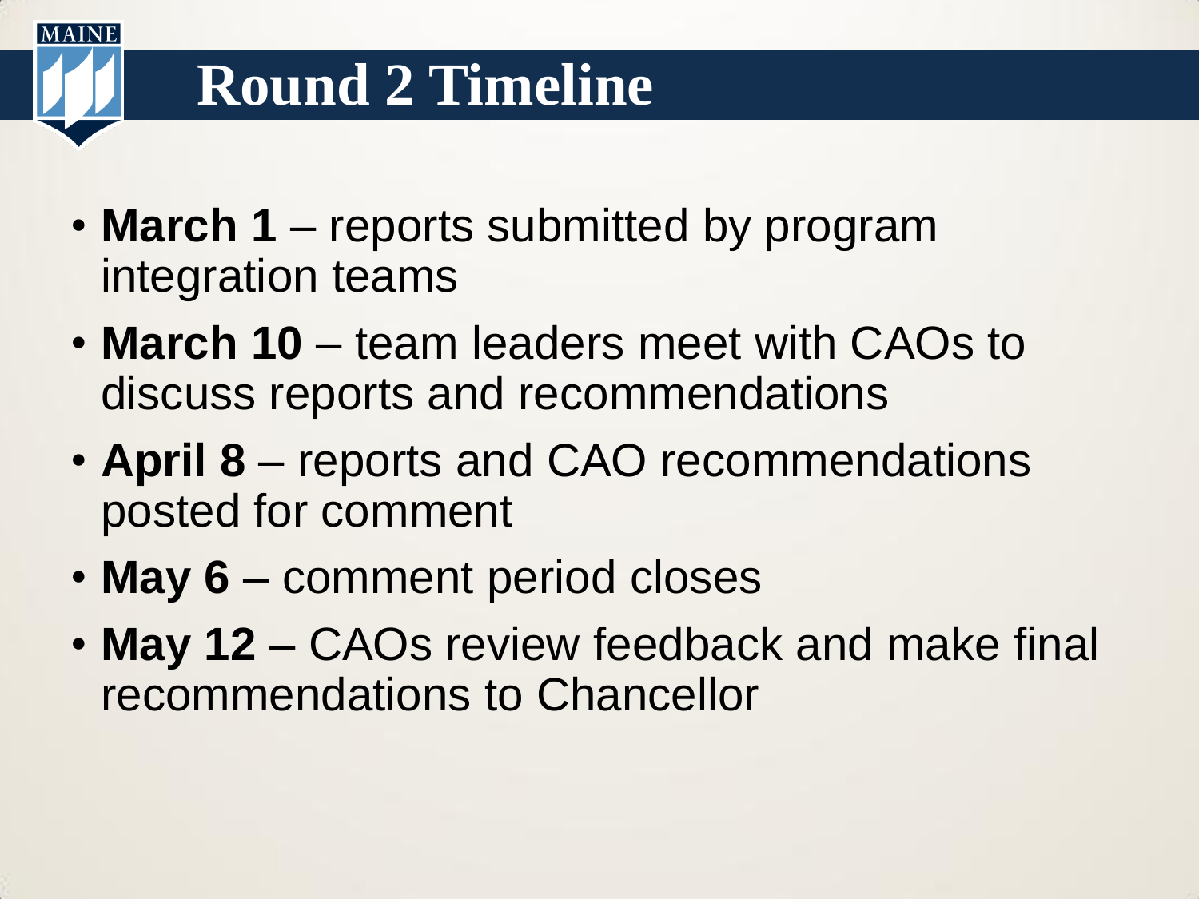# Round 2 Timeline

- **March 1** – reports submitted by program integration teams
- **March 10** – team leaders meet with CAOs to discuss reports and recommendations
- **April 8** – reports and CAO recommendations posted for comment
- **May 6** – comment period closes
- **May 12** – CAOs review feedback and make final recommendations to Chancellor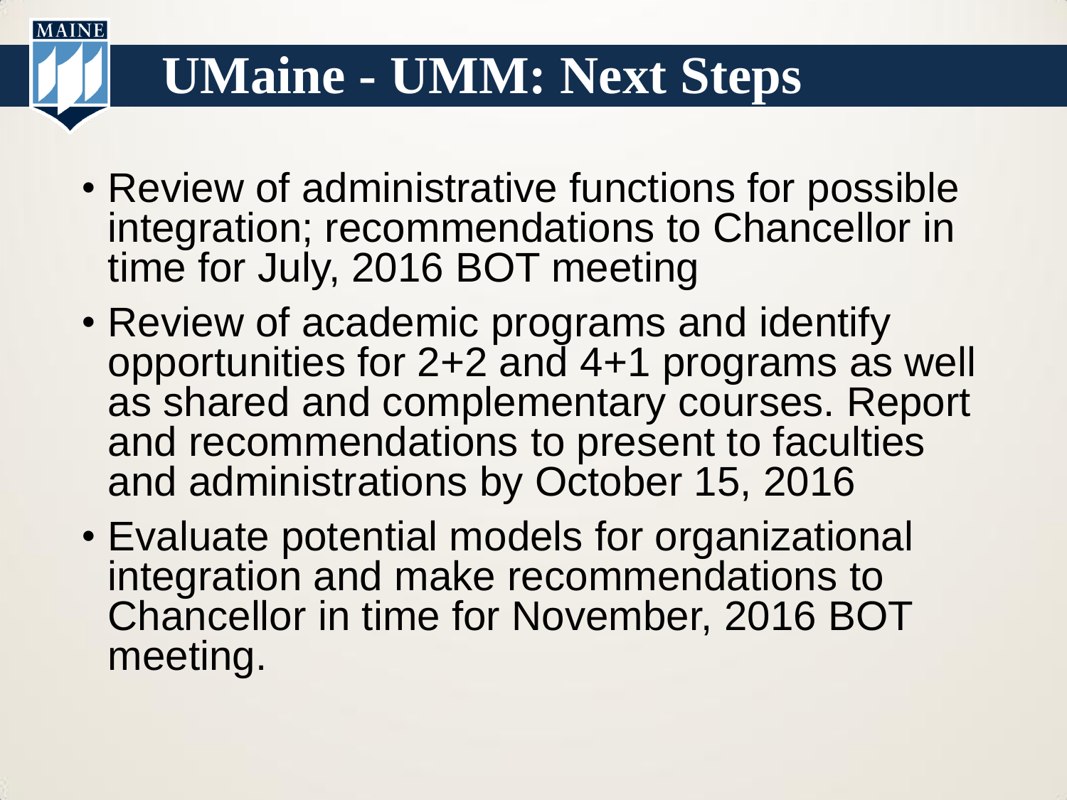# UMaine - UMM: Next Steps

- Review of administrative functions for possible integration; recommendations to Chancellor in time for July, 2016 BOT meeting
- Review of academic programs and identify opportunities for 2+2 and 4+1 programs as well as shared and complementary courses. Report and recommendations to present to faculties and administrations by October 15, 2016
- Evaluate potential models for organizational integration and make recommendations to Chancellor in time for November, 2016 BOT meeting.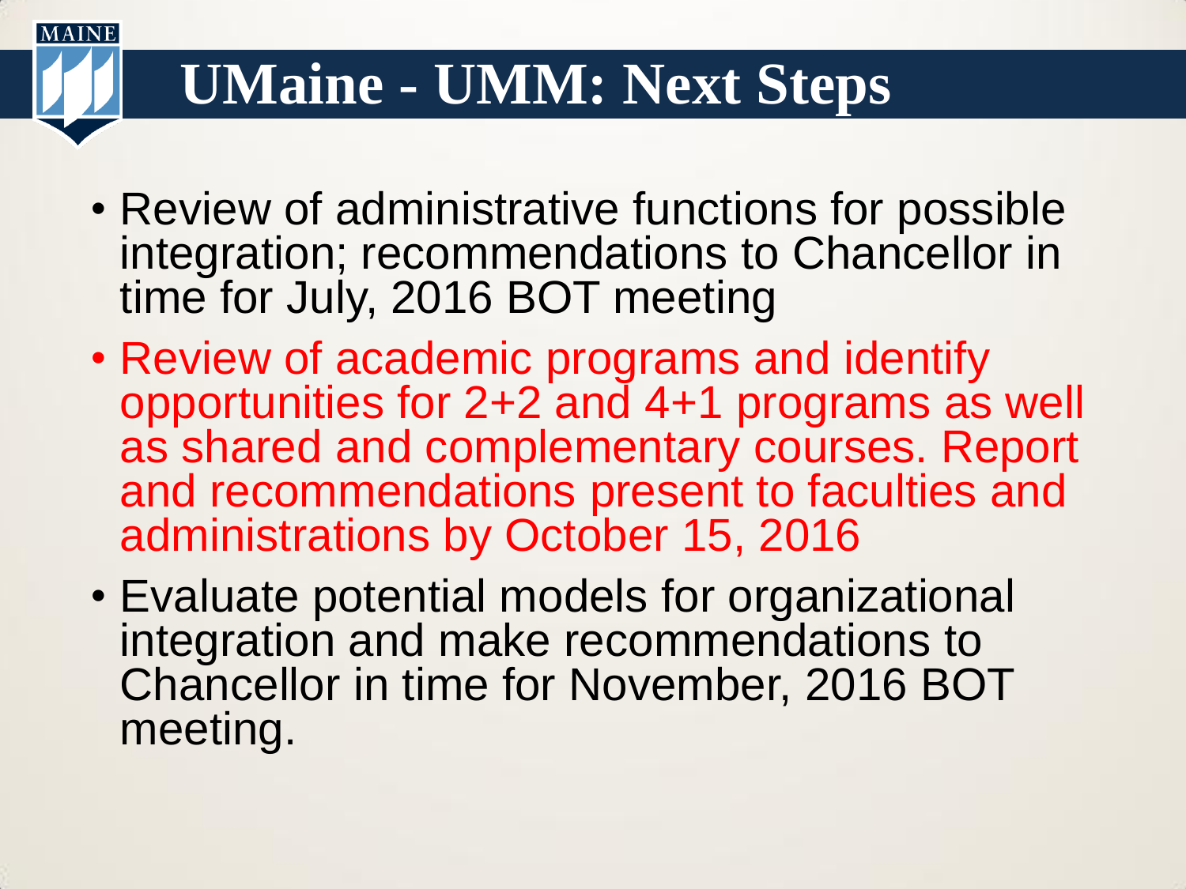# UMaine - UMM: Next Steps

- Review of administrative functions for possible integration; recommendations to Chancellor in time for July, 2016 BOT meeting
- Review of academic programs and identify opportunities for 2+2 and 4+1 programs as well as shared and complementary courses. Report and recommendations present to faculties and administrations by October 15, 2016
- Evaluate potential models for organizational integration and make recommendations to Chancellor in time for November, 2016 BOT meeting.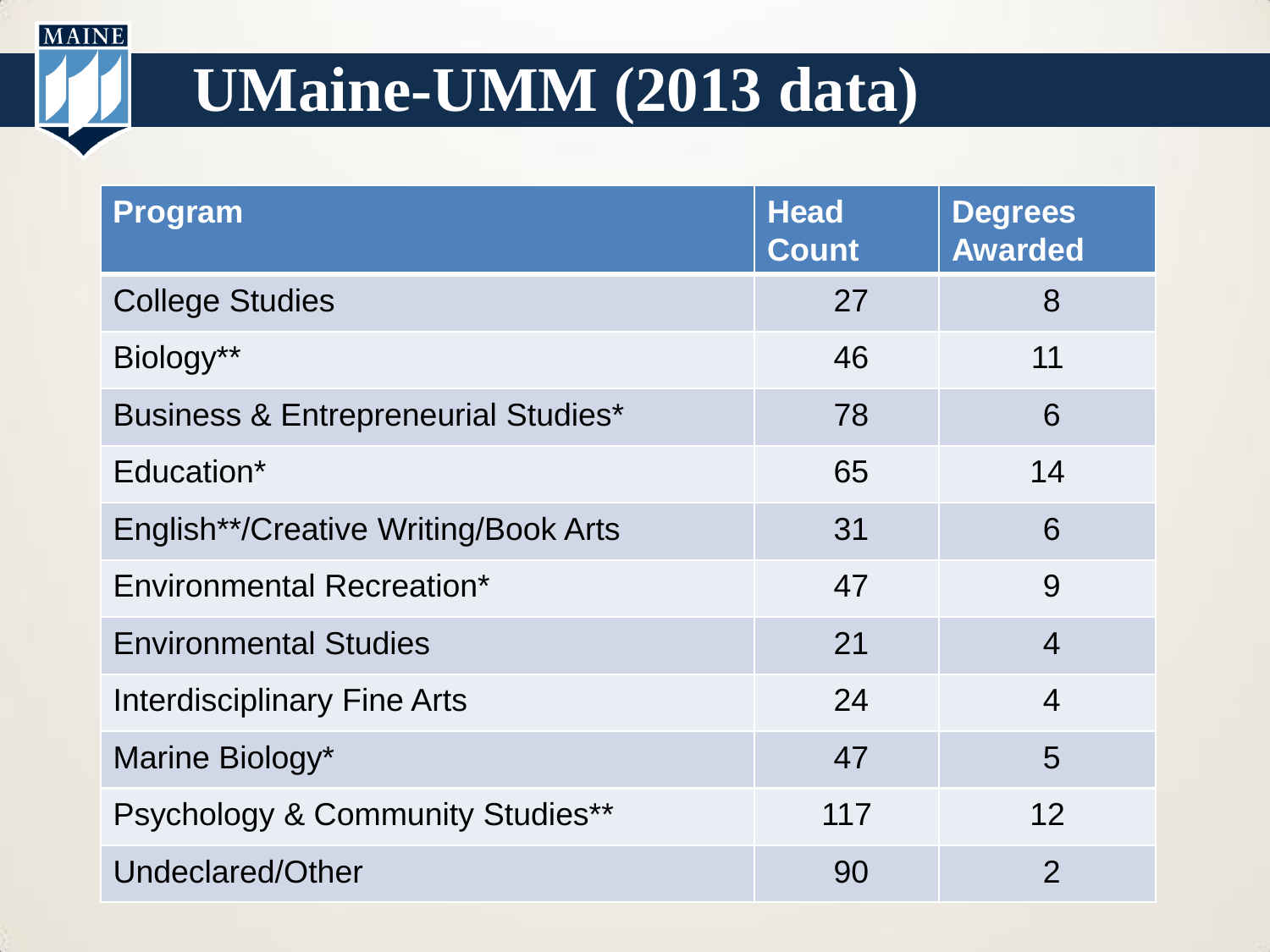# UMaine-UMM (2013 data)

| Program | Head Count | Degrees Awarded |
| --- | --- | --- |
| College Studies | 27 | 8 |
| Biology** | 46 | 11 |
| Business & Entrepreneurial Studies* | 78 | 6 |
| Education* | 65 | 14 |
| English**/Creative Writing/Book Arts | 31 | 6 |
| Environmental Recreation* | 47 | 9 |
| Environmental Studies | 21 | 4 |
| Interdisciplinary Fine Arts | 24 | 4 |
| Marine Biology* | 47 | 5 |
| Psychology & Community Studies** | 117 | 12 |
| Undeclared/Other | 90 | 2 |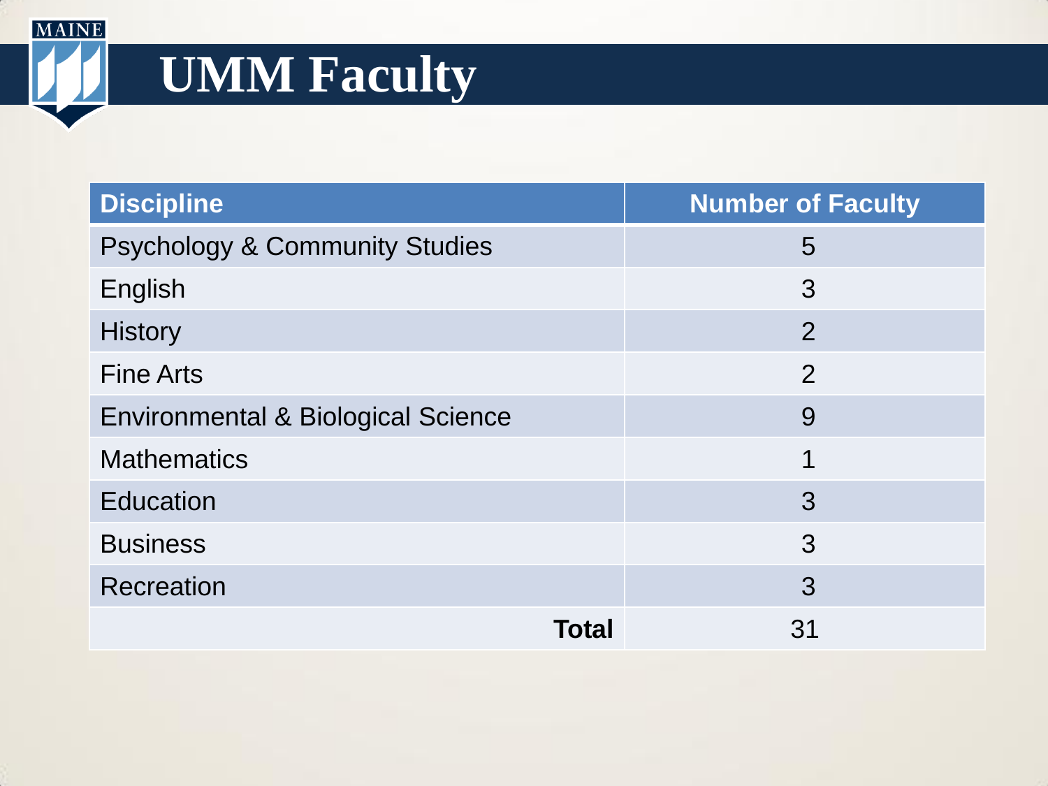# UMM Faculty

| Discipline | Number of Faculty |
|---|---|
| Psychology & Community Studies | 5 |
| English | 3 |
| History | 2 |
| Fine Arts | 2 |
| Environmental & Biological Science | 9 |
| Mathematics | 1 |
| Education | 3 |
| Business | 3 |
| Recreation | 3 |
| **Total** | 31 |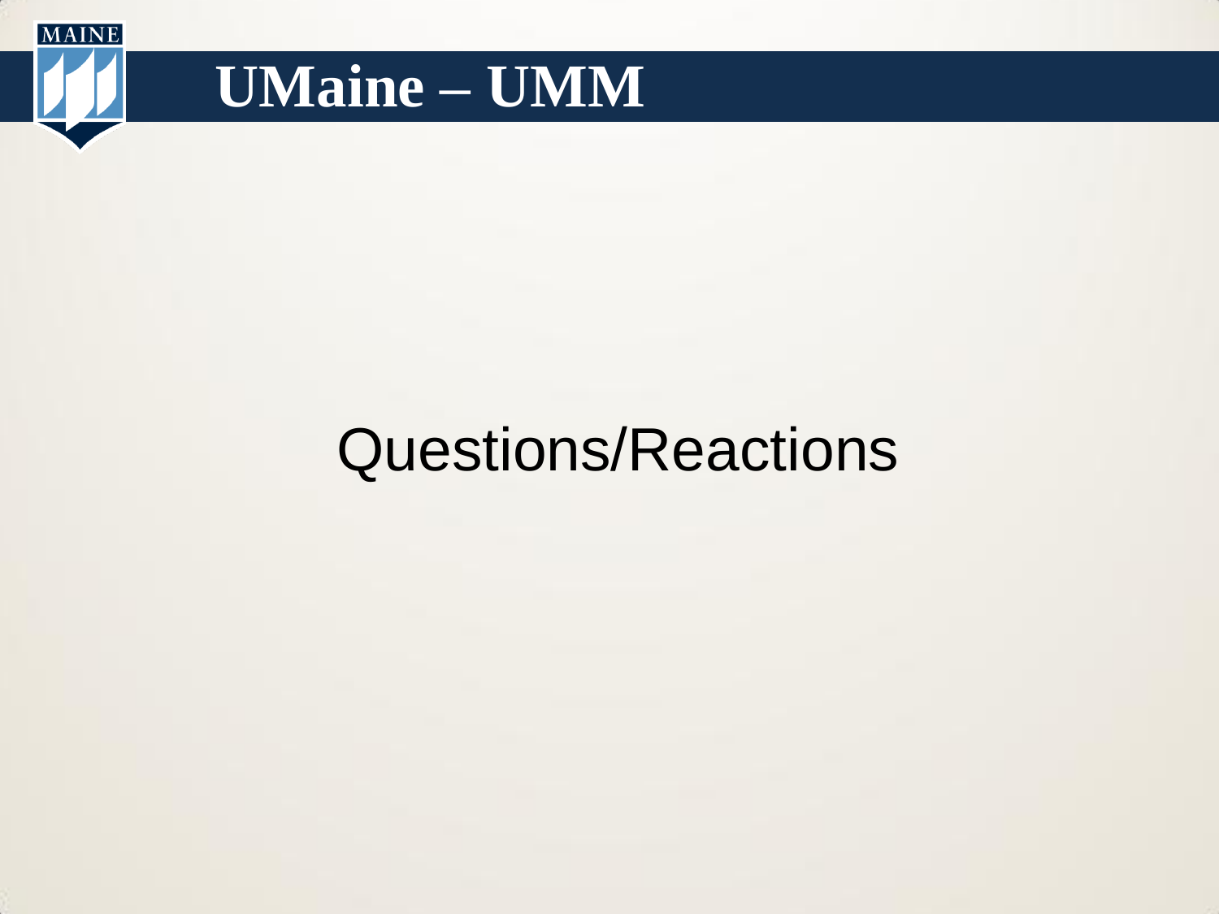# UMaine – UMM

Questions/Reactions